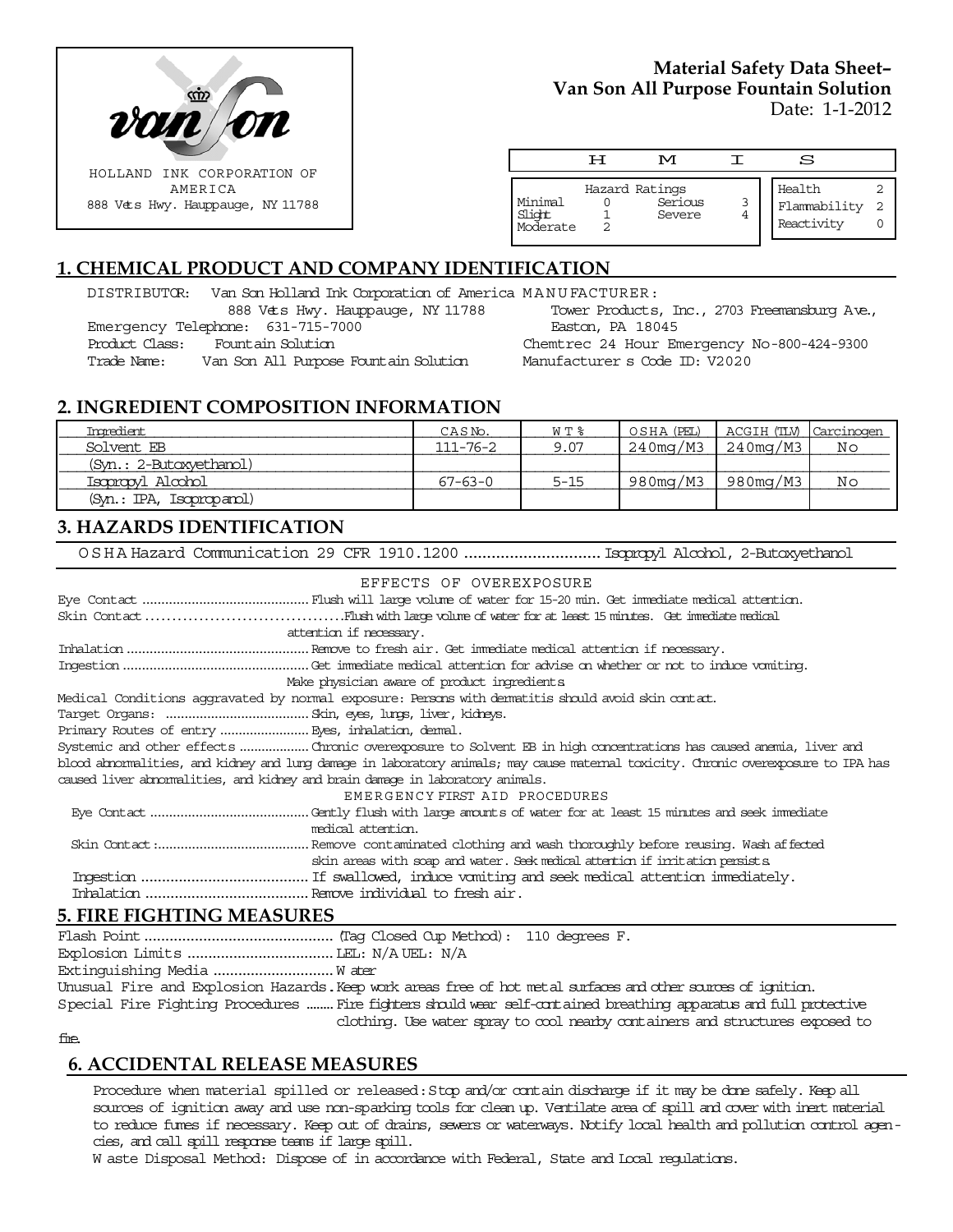HOLLAND INK CORPORATION OF AMERICA
888 Vets Hwy. Hauppauge, NY 11788

**Material Safety Data Sheet– Van Son All Purpose Fountain Solution**
Date: 1-1-2012

| H M I S | | | | | |
|---|---|---|---|---|---|
| Hazard Ratings | | | | | |
| Minimal | 0 | Serious | 3 | Health | 2 |
| Slight | 1 | Severe | 4 | Flammability | 2 |
| Moderate | 2 | | | Reactivity | 0 |

## 1. CHEMICAL PRODUCT AND COMPANY IDENTIFICATION

DISTRIBUTOR: Van Son Holland Ink Corporation of America
888 Vets Hwy. Hauppauge, NY 11788
Emergency Telephone: 631-715-7000
Product Class: Fountain Solution
Trade Name: Van Son All Purpose Fountain Solution

MANUFACTURER:
Tower Products, Inc., 2703 Freemansburg Ave., Easton, PA 18045
Chemtrec 24 Hour Emergency No-800-424-9300
Manufacturer s Code ID: V2020

## 2. INGREDIENT COMPOSITION INFORMATION

| Ingredient | CAS No. | WT % | OSHA (PEL) | ACGIH (TLV) | Carcinogen |
|---|---|---|---|---|---|
| Solvent EB | 111-76-2 | 9.07 | 240mg/M3 | 240mg/M3 | No |
| (Syn.: 2-Butoxyethanol) | | | | | |
| Isopropyl Alcohol | 67-63-0 | 5-15 | 980mg/M3 | 980mg/M3 | No |
| (Syn.: IPA, Isopropanol) | | | | | |

## 3. HAZARDS IDENTIFICATION

OSHA Hazard Communication 29 CFR 1910.1200 .............................. Isopropyl Alcohol, 2-Butoxyethanol

EFFECTS OF OVEREXPOSURE

Eye Contact ........................................... Flush will large volume of water for 15-20 min. Get immediate medical attention.
Skin Contact ..................................... Flush with large volume of water for at least 15 minutes. Get immediate medical attention if necessary.
Inhalation ............................................... Remove to fresh air. Get immediate medical attention if necessary.
Ingestion ................................................ Get immediate medical attention for advise on whether or not to induce vomiting. Make physician aware of product ingredients.
Medical Conditions aggravated by normal exposure: Persons with dermatitis should avoid skin contact.
Target Organs: ..................................... Skin, eyes, lungs, liver, kidneys.
Primary Routes of entry ....................... Eyes, inhalation, dermal.
Systemic and other effects .................. Chronic overexposure to Solvent EB in high concentrations has caused anemia, liver and blood abnormalities, and kidney and lung damage in laboratory animals; may cause maternal toxicity. Chronic overexposure to IPA has caused liver abnormalities, and kidney and brain damage in laboratory animals.

EMERGENCY FIRST AID PROCEDURES

Eye Contact ......................................... Gently flush with large amounts of water for at least 15 minutes and seek immediate medical attention.
Skin Contact:....................................... Remove contaminated clothing and wash thoroughly before reusing. Wash affected skin areas with soap and water. Seek medical attention if irritation persists.
Ingestion ........................................ If swallowed, induce vomiting and seek medical attention immediately.
Inhalation ....................................... Remove individual to fresh air.

## 5. FIRE FIGHTING MEASURES

Flash Point ............................................ (Tag Closed Cup Method): 110 degrees F.
Explosion Limits .................................. LEL: N/A UEL: N/A
Extinguishing Media ............................ Water
Unusual Fire and Explosion Hazards. Keep work areas free of hot metal surfaces and other sources of ignition.
Special Fire Fighting Procedures ........ Fire fighters should wear self-contained breathing apparatus and full protective clothing. Use water spray to cool nearby containers and structures exposed to fire.

## 6. ACCIDENTAL RELEASE MEASURES

Procedure when material spilled or released: Stop and/or contain discharge if it may be done safely. Keep all sources of ignition away and use non-sparking tools for clean up. Ventilate area of spill and cover with inert material to reduce fumes if necessary. Keep out of drains, sewers or waterways. Notify local health and pollution control agencies, and call spill response teams if large spill.
Waste Disposal Method: Dispose of in accordance with Federal, State and Local regulations.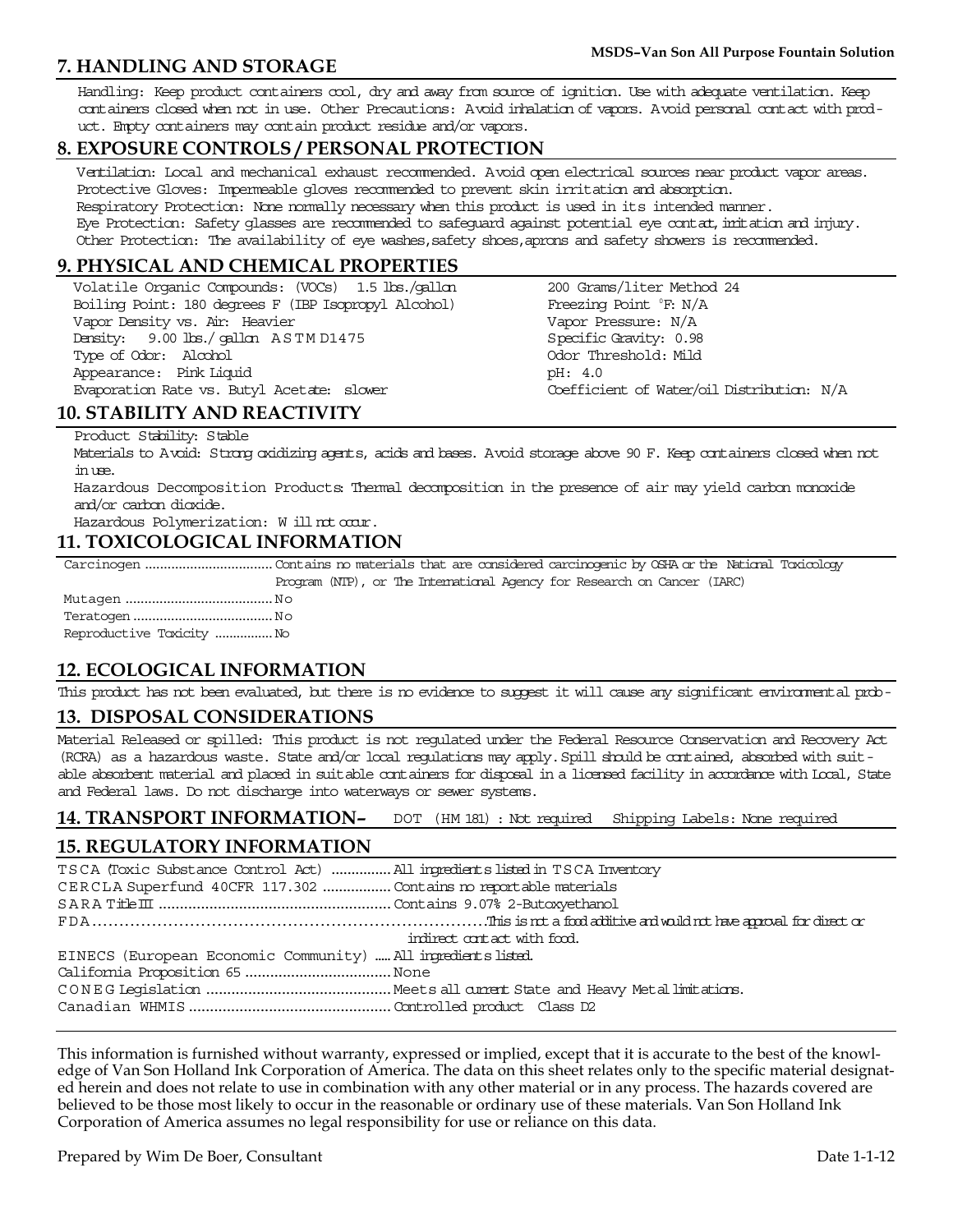## 7. HANDLING AND STORAGE

Handling: Keep product containers cool, dry and away from source of ignition. Use with adequate ventilation. Keep containers closed when not in use. Other Precautions: Avoid inhalation of vapors. Avoid personal contact with product. Empty containers may contain product residue and/or vapors.

## 8. EXPOSURE CONTROLS / PERSONAL PROTECTION

Ventilation: Local and mechanical exhaust recommended. Avoid open electrical sources near product vapor areas.
Protective Gloves: Impermeable gloves recommended to prevent skin irritation and absorption.
Respiratory Protection: None normally necessary when this product is used in its intended manner.
Eye Protection: Safety glasses are recommended to safeguard against potential eye contact, irritation and injury.
Other Protection: The availability of eye washes, safety shoes, aprons and safety showers is recommended.

## 9. PHYSICAL AND CHEMICAL PROPERTIES

| | |
|---|---|
| Volatile Organic Compounds: (VOCs) 1.5 lbs./gallon | 200 Grams/liter Method 24 |
| Boiling Point: 180 degrees F (IBP Isopropyl Alcohol) | Freezing Point °F: N/A |
| Vapor Density vs. Air: Heavier | Vapor Pressure: N/A |
| Density: 9.00 lbs./ gallon ASTM D1475 | Specific Gravity: 0.98 |
| Type of Odor: Alcohol | Odor Threshold: Mild |
| Appearance: Pink Liquid | pH: 4.0 |
| Evaporation Rate vs. Butyl Acetate: slower | Coefficient of Water/oil Distribution: N/A |

## 10. STABILITY AND REACTIVITY

Product Stability: Stable
Materials to Avoid: Strong oxidizing agents, acids and bases. Avoid storage above 90 F. Keep containers closed when not in use.
Hazardous Decomposition Products: Thermal decomposition in the presence of air may yield carbon monoxide and/or carbon dioxide.
Hazardous Polymerization: Will not occur.

## 11. TOXICOLOGICAL INFORMATION

Carcinogen .................................. Contains no materials that are considered carcinogenic by OSHA or the National Toxicology Program (NTP), or The International Agency for Research on Cancer (IARC)
Mutagen ....................................... No
Teratogen ..................................... No
Reproductive Toxicity ................ No

## 12. ECOLOGICAL INFORMATION

This product has not been evaluated, but there is no evidence to suggest it will cause any significant environmental prob-

## 13. DISPOSAL CONSIDERATIONS

Material Released or spilled: This product is not regulated under the Federal Resource Conservation and Recovery Act (RCRA) as a hazardous waste. State and/or local regulations may apply. Spill should be contained, absorbed with suitable absorbent material and placed in suitable containers for disposal in a licensed facility in accordance with Local, State and Federal laws. Do not discharge into waterways or sewer systems.

## 14. TRANSPORT INFORMATION– DOT (HM 181) : Not required Shipping Labels: None required

## 15. REGULATORY INFORMATION

TSCA (Toxic Substance Control Act) ............... All ingredients listed in TSCA Inventory
CERCLA Superfund 40CFR 117.302 ................. Contains no reportable materials
SARA Title III ....................................................... Contains 9.07% 2-Butoxyethanol
FDA……………………………………………………………This is not a food additive and would not have approval for direct or indirect contact with food.
EINECS (European Economic Community) ..... All ingredients listed.
California Proposition 65 ................................... None
CONEG Legislation ............................................ Meets all current State and Heavy Metal limitations.
Canadian WHMIS ................................................ Controlled product Class D2

---

This information is furnished without warranty, expressed or implied, except that it is accurate to the best of the knowledge of Van Son Holland Ink Corporation of America. The data on this sheet relates only to the specific material designated herein and does not relate to use in combination with any other material or in any process. The hazards covered are believed to be those most likely to occur in the reasonable or ordinary use of these materials. Van Son Holland Ink Corporation of America assumes no legal responsibility for use or reliance on this data.

Prepared by Wim De Boer, Consultant — Date 1-1-12